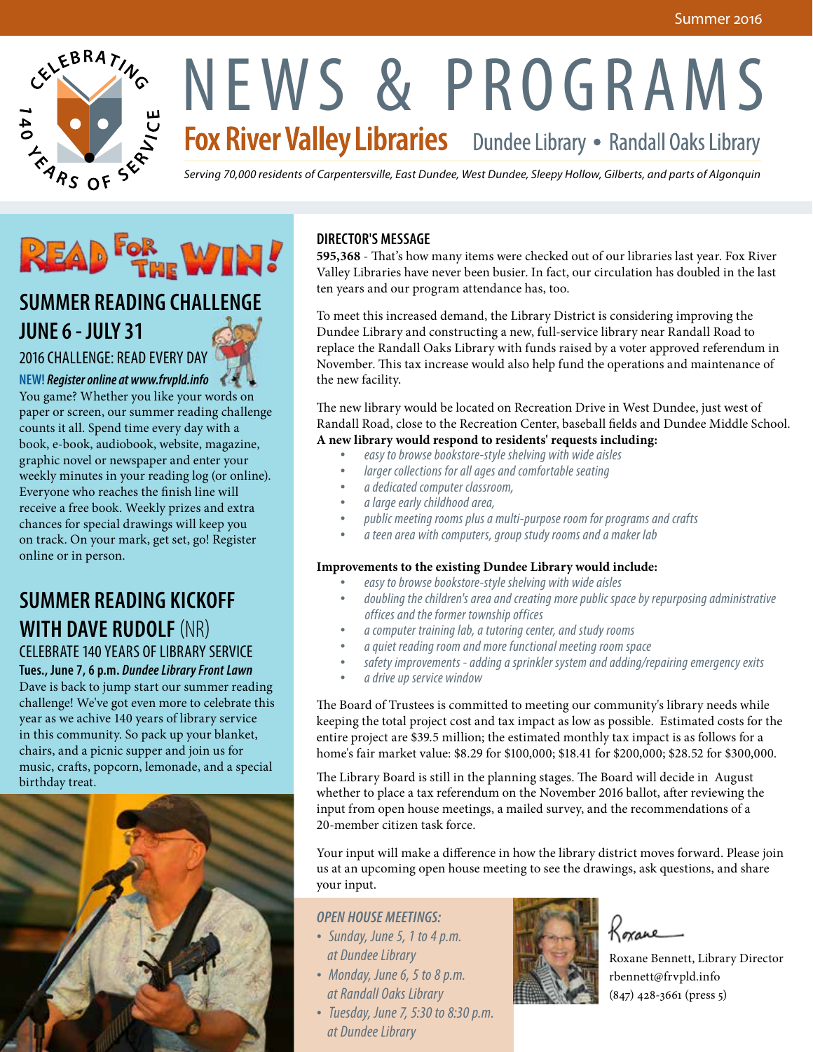Summer 2016

# NEWS & PROGRAMS

## Fox River Valley Libraries

Dundee Library • Randall Oaks Library

*Serving 70,000 residents of Carpentersville, East Dundee, West Dundee, Sleepy Hollow, Gilberts, and parts of Algonquin*

CELEBRATING 140 YEARS OF SERVICE

READ FOR THE WIN!

## SUMMER READING CHALLENGE JUNE 6 - JULY 31

2016 CHALLENGE: READ EVERY DAY

**NEW! *Register online at www.frvpld.info***

You game? Whether you like your words on paper or screen, our summer reading challenge counts it all. Spend time every day with a book, e-book, audiobook, website, magazine, graphic novel or newspaper and enter your weekly minutes in your reading log (or online). Everyone who reaches the finish line will receive a free book. Weekly prizes and extra chances for special drawings will keep you on track. On your mark, get set, go! Register online or in person.

## SUMMER READING KICKOFF WITH DAVE RUDOLF (NR)

CELEBRATE 140 YEARS OF LIBRARY SERVICE

**Tues., June 7, 6 p.m. *Dundee Library Front Lawn***

Dave is back to jump start our summer reading challenge! We've got even more to celebrate this year as we achive 140 years of library service in this community. So pack up your blanket, chairs, and a picnic supper and join us for music, crafts, popcorn, lemonade, and a special birthday treat.

## DIRECTOR'S MESSAGE

**595,368** - That's how many items were checked out of our libraries last year. Fox River Valley Libraries have never been busier. In fact, our circulation has doubled in the last ten years and our program attendance has, too.

To meet this increased demand, the Library District is considering improving the Dundee Library and constructing a new, full-service library near Randall Road to replace the Randall Oaks Library with funds raised by a voter approved referendum in November. This tax increase would also help fund the operations and maintenance of the new facility.

The new library would be located on Recreation Drive in West Dundee, just west of Randall Road, close to the Recreation Center, baseball fields and Dundee Middle School.

**A new library would respond to residents' requests including:**

- *easy to browse bookstore-style shelving with wide aisles*
- *larger collections for all ages and comfortable seating*
- *a dedicated computer classroom,*
- *a large early childhood area,*
- *public meeting rooms plus a multi-purpose room for programs and crafts*
- *a teen area with computers, group study rooms and a maker lab*

**Improvements to the existing Dundee Library would include:**

- *easy to browse bookstore-style shelving with wide aisles*
- *doubling the children's area and creating more public space by repurposing administrative offices and the former township offices*
- *a computer training lab, a tutoring center, and study rooms*
- *a quiet reading room and more functional meeting room space*
- *safety improvements - adding a sprinkler system and adding/repairing emergency exits*
- *a drive up service window*

The Board of Trustees is committed to meeting our community's library needs while keeping the total project cost and tax impact as low as possible. Estimated costs for the entire project are $39.5 million; the estimated monthly tax impact is as follows for a home's fair market value: $8.29 for $100,000; $18.41 for $200,000; $28.52 for $300,000.

The Library Board is still in the planning stages. The Board will decide in August whether to place a tax referendum on the November 2016 ballot, after reviewing the input from open house meetings, a mailed survey, and the recommendations of a 20-member citizen task force.

Your input will make a difference in how the library district moves forward. Please join us at an upcoming open house meeting to see the drawings, ask questions, and share your input.

***OPEN HOUSE MEETINGS:***

- *Sunday, June 5, 1 to 4 p.m. at Dundee Library*
- *Monday, June 6, 5 to 8 p.m. at Randall Oaks Library*
- *Tuesday, June 7, 5:30 to 8:30 p.m. at Dundee Library*

Roxane

Roxane Bennett, Library Director
rbennett@frvpld.info
(847) 428-3661 (press 5)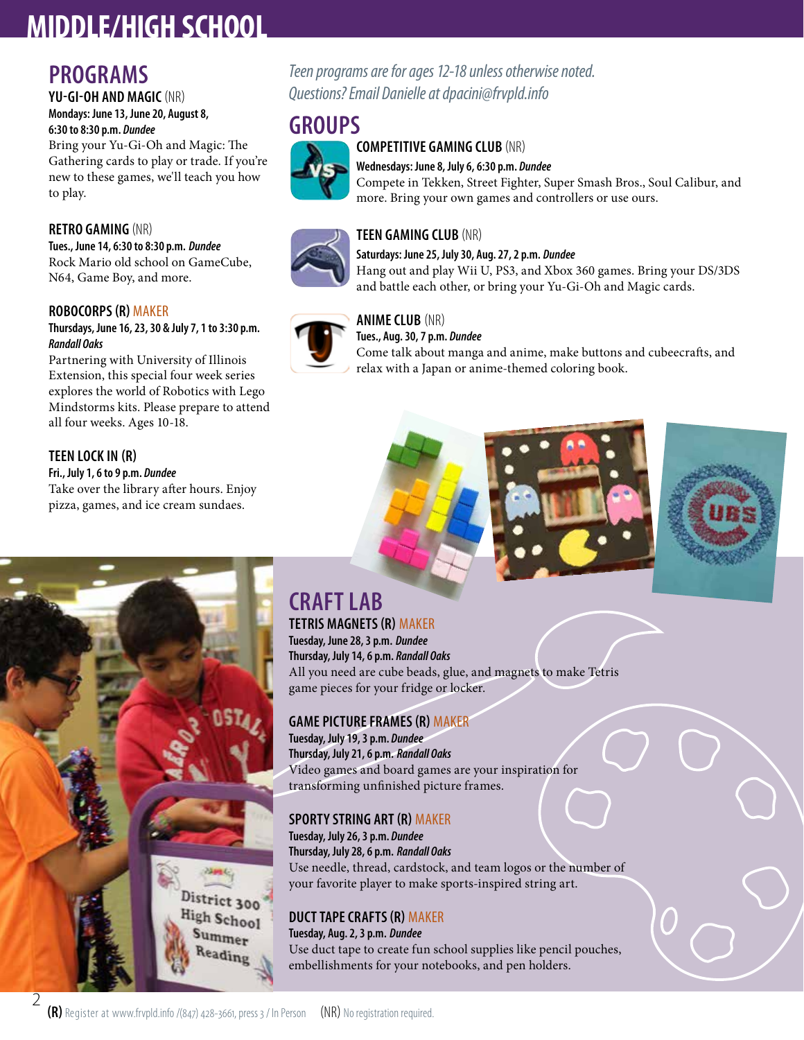# MIDDLE/HIGH SCHOOL

## PROGRAMS

### YU-GI-OH AND MAGIC (NR)

**Mondays: June 13, June 20, August 8, 6:30 to 8:30 p.m. *Dundee***

Bring your Yu-Gi-Oh and Magic: The Gathering cards to play or trade. If you're new to these games, we'll teach you how to play.

### RETRO GAMING (NR)

**Tues., June 14, 6:30 to 8:30 p.m. *Dundee***

Rock Mario old school on GameCube, N64, Game Boy, and more.

### ROBOCORPS (R) MAKER

**Thursdays, June 16, 23, 30 & July 7, 1 to 3:30 p.m. *Randall Oaks***

Partnering with University of Illinois Extension, this special four week series explores the world of Robotics with Lego Mindstorms kits. Please prepare to attend all four weeks. Ages 10-18.

### TEEN LOCK IN (R)

**Fri., July 1, 6 to 9 p.m. *Dundee***

Take over the library after hours. Enjoy pizza, games, and ice cream sundaes.

*Teen programs are for ages 12-18 unless otherwise noted. Questions? Email Danielle at dpacini@frvpld.info*

## GROUPS

### COMPETITIVE GAMING CLUB (NR)

**Wednesdays: June 8, July 6, 6:30 p.m. *Dundee***

Compete in Tekken, Street Fighter, Super Smash Bros., Soul Calibur, and more. Bring your own games and controllers or use ours.

### TEEN GAMING CLUB (NR)

**Saturdays: June 25, July 30, Aug. 27, 2 p.m. *Dundee***

Hang out and play Wii U, PS3, and Xbox 360 games. Bring your DS/3DS and battle each other, or bring your Yu-Gi-Oh and Magic cards.

### ANIME CLUB (NR)

**Tues., Aug. 30, 7 p.m. *Dundee***

Come talk about manga and anime, make buttons and cubeecrafts, and relax with a Japan or anime-themed coloring book.

## CRAFT LAB

### TETRIS MAGNETS (R) MAKER

**Tuesday, June 28, 3 p.m. *Dundee***
**Thursday, July 14, 6 p.m. *Randall Oaks***

All you need are cube beads, glue, and magnets to make Tetris game pieces for your fridge or locker.

### GAME PICTURE FRAMES (R) MAKER

**Tuesday, July 19, 3 p.m. *Dundee***
**Thursday, July 21, 6 p.m. *Randall Oaks***

Video games and board games are your inspiration for transforming unfinished picture frames.

### SPORTY STRING ART (R) MAKER

**Tuesday, July 26, 3 p.m. *Dundee***
**Thursday, July 28, 6 p.m. *Randall Oaks***

Use needle, thread, cardstock, and team logos or the number of your favorite player to make sports-inspired string art.

### DUCT TAPE CRAFTS (R) MAKER

**Tuesday, Aug. 2, 3 p.m. *Dundee***

Use duct tape to create fun school supplies like pencil pouches, embellishments for your notebooks, and pen holders.

District 300 High School Summer Reading

**(R)** Register at www.frvpld.info /(847) 428-3661, press 3 / In Person (NR) No registration required.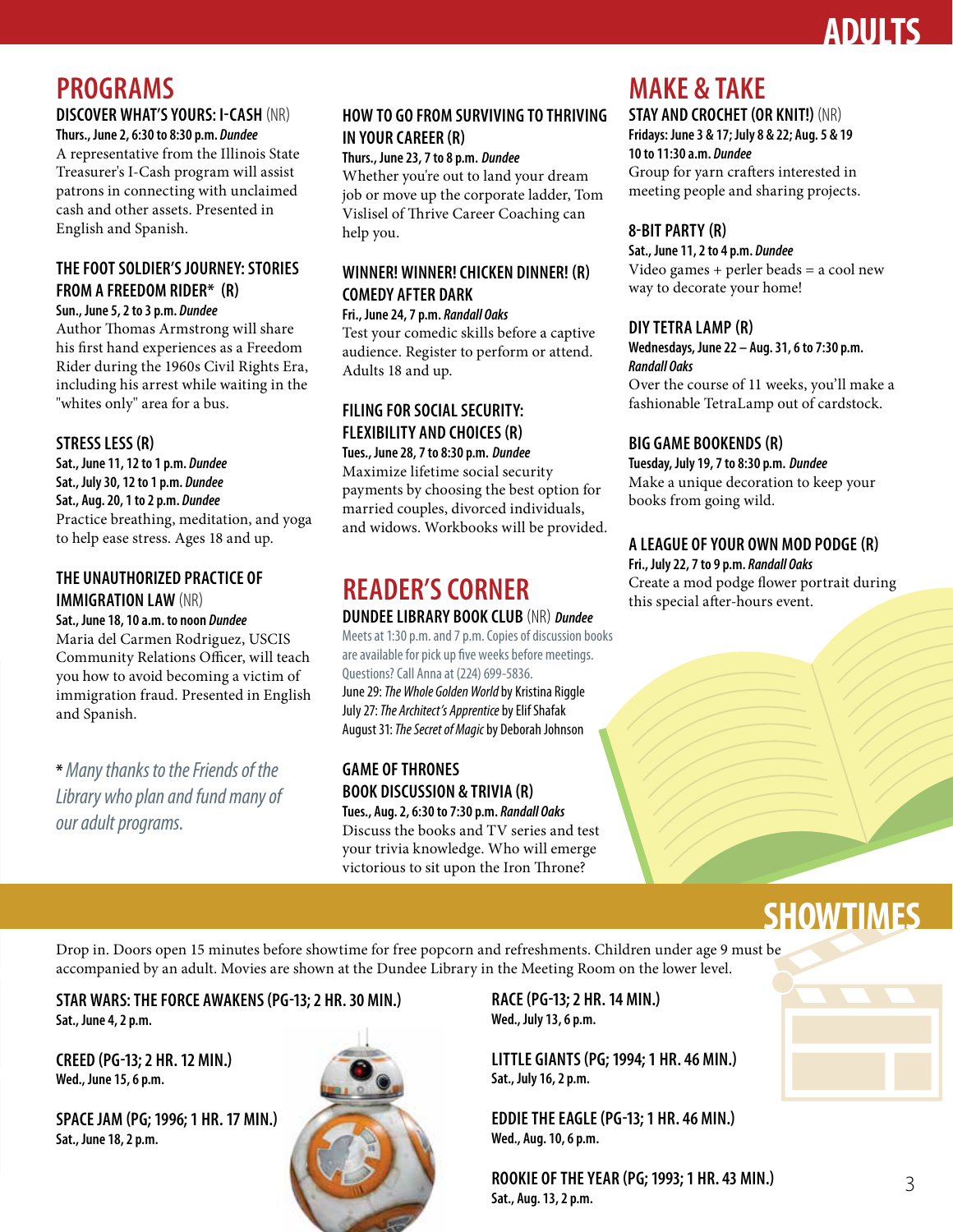# ADULTS

## PROGRAMS

### DISCOVER WHAT'S YOURS: I-CASH (NR)

**Thurs., June 2, 6:30 to 8:30 p.m.** ***Dundee***

A representative from the Illinois State Treasurer's I-Cash program will assist patrons in connecting with unclaimed cash and other assets. Presented in English and Spanish.

### THE FOOT SOLDIER'S JOURNEY: STORIES FROM A FREEDOM RIDER* (R)

**Sun., June 5, 2 to 3 p.m.** ***Dundee***

Author Thomas Armstrong will share his first hand experiences as a Freedom Rider during the 1960s Civil Rights Era, including his arrest while waiting in the "whites only" area for a bus.

### STRESS LESS (R)

**Sat., June 11, 12 to 1 p.m.** ***Dundee***
**Sat., July 30, 12 to 1 p.m.** ***Dundee***
**Sat., Aug. 20, 1 to 2 p.m.** ***Dundee***

Practice breathing, meditation, and yoga to help ease stress. Ages 18 and up.

### THE UNAUTHORIZED PRACTICE OF IMMIGRATION LAW (NR)

**Sat., June 18, 10 a.m. to noon** ***Dundee***

Maria del Carmen Rodriguez, USCIS Community Relations Officer, will teach you how to avoid becoming a victim of immigration fraud. Presented in English and Spanish.

*\* Many thanks to the Friends of the Library who plan and fund many of our adult programs.*

### HOW TO GO FROM SURVIVING TO THRIVING IN YOUR CAREER (R)

**Thurs., June 23, 7 to 8 p.m.** ***Dundee***

Whether you're out to land your dream job or move up the corporate ladder, Tom Vislisel of Thrive Career Coaching can help you.

### WINNER! WINNER! CHICKEN DINNER! (R) COMEDY AFTER DARK

**Fri., June 24, 7 p.m.** ***Randall Oaks***

Test your comedic skills before a captive audience. Register to perform or attend. Adults 18 and up.

### FILING FOR SOCIAL SECURITY: FLEXIBILITY AND CHOICES (R)

**Tues., June 28, 7 to 8:30 p.m.** ***Dundee***

Maximize lifetime social security payments by choosing the best option for married couples, divorced individuals, and widows. Workbooks will be provided.

## READER'S CORNER

### DUNDEE LIBRARY BOOK CLUB (NR) *Dundee*

Meets at 1:30 p.m. and 7 p.m. Copies of discussion books are available for pick up five weeks before meetings. Questions? Call Anna at (224) 699-5836.

June 29: *The Whole Golden World* by Kristina Riggle
July 27: *The Architect's Apprentice* by Elif Shafak
August 31: *The Secret of Magic* by Deborah Johnson

### GAME OF THRONES BOOK DISCUSSION & TRIVIA (R)

**Tues., Aug. 2, 6:30 to 7:30 p.m.** ***Randall Oaks***

Discuss the books and TV series and test your trivia knowledge. Who will emerge victorious to sit upon the Iron Throne?

## MAKE & TAKE

### STAY AND CROCHET (OR KNIT!) (NR)

**Fridays: June 3 & 17; July 8 & 22; Aug. 5 & 19**
**10 to 11:30 a.m.** ***Dundee***

Group for yarn crafters interested in meeting people and sharing projects.

### 8-BIT PARTY (R)

**Sat., June 11, 2 to 4 p.m.** ***Dundee***

Video games + perler beads = a cool new way to decorate your home!

### DIY TETRA LAMP (R)

**Wednesdays, June 22 – Aug. 31, 6 to 7:30 p.m.**
***Randall Oaks***

Over the course of 11 weeks, you'll make a fashionable TetraLamp out of cardstock.

### BIG GAME BOOKENDS (R)

**Tuesday, July 19, 7 to 8:30 p.m.** ***Dundee***

Make a unique decoration to keep your books from going wild.

### A LEAGUE OF YOUR OWN MOD PODGE (R)

**Fri., July 22, 7 to 9 p.m.** ***Randall Oaks***

Create a mod podge flower portrait during this special after-hours event.

## SHOWTIMES

Drop in. Doors open 15 minutes before showtime for free popcorn and refreshments. Children under age 9 must be accompanied by an adult. Movies are shown at the Dundee Library in the Meeting Room on the lower level.

**STAR WARS: THE FORCE AWAKENS (PG-13; 2 HR. 30 MIN.)**
**Sat., June 4, 2 p.m.**

**CREED (PG-13; 2 HR. 12 MIN.)**
**Wed., June 15, 6 p.m.**

**SPACE JAM (PG; 1996; 1 HR. 17 MIN.)**
**Sat., June 18, 2 p.m.**

**RACE (PG-13; 2 HR. 14 MIN.)**
**Wed., July 13, 6 p.m.**

**LITTLE GIANTS (PG; 1994; 1 HR. 46 MIN.)**
**Sat., July 16, 2 p.m.**

**EDDIE THE EAGLE (PG-13; 1 HR. 46 MIN.)**
**Wed., Aug. 10, 6 p.m.**

**ROOKIE OF THE YEAR (PG; 1993; 1 HR. 43 MIN.)**
**Sat., Aug. 13, 2 p.m.**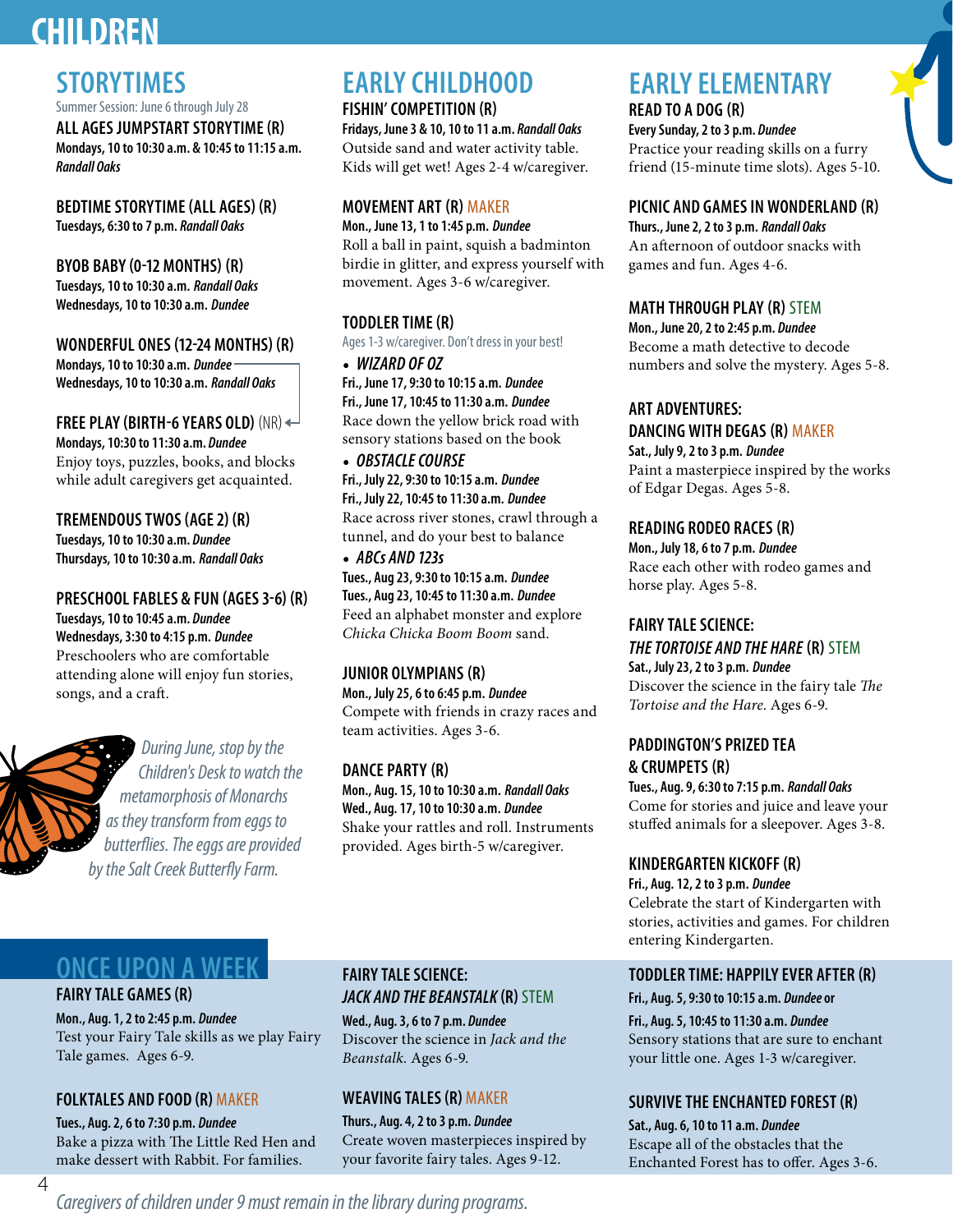# CHILDREN

## STORYTIMES

Summer Session: June 6 through July 28

### ALL AGES JUMPSTART STORYTIME (R)

**Mondays, 10 to 10:30 a.m. & 10:45 to 11:15 a.m. *Randall Oaks***

### BEDTIME STORYTIME (ALL AGES) (R)

**Tuesdays, 6:30 to 7 p.m. *Randall Oaks***

### BYOB BABY (0-12 MONTHS) (R)

**Tuesdays, 10 to 10:30 a.m. *Randall Oaks***
**Wednesdays, 10 to 10:30 a.m. *Dundee***

### WONDERFUL ONES (12-24 MONTHS) (R)

**Mondays, 10 to 10:30 a.m. *Dundee***
**Wednesdays, 10 to 10:30 a.m. *Randall Oaks***

### FREE PLAY (BIRTH-6 YEARS OLD) (NR)

**Mondays, 10:30 to 11:30 a.m. *Dundee***
Enjoy toys, puzzles, books, and blocks while adult caregivers get acquainted.

### TREMENDOUS TWOS (AGE 2) (R)

**Tuesdays, 10 to 10:30 a.m. *Dundee***
**Thursdays, 10 to 10:30 a.m. *Randall Oaks***

### PRESCHOOL FABLES & FUN (AGES 3-6) (R)

**Tuesdays, 10 to 10:45 a.m. *Dundee***
**Wednesdays, 3:30 to 4:15 p.m. *Dundee***
Preschoolers who are comfortable attending alone will enjoy fun stories, songs, and a craft.

*During June, stop by the Children's Desk to watch the metamorphosis of Monarchs as they transform from eggs to butterflies. The eggs are provided by the Salt Creek Butterfly Farm.*

## EARLY CHILDHOOD

### FISHIN' COMPETITION (R)

**Fridays, June 3 & 10, 10 to 11 a.m. *Randall Oaks***
Outside sand and water activity table. Kids will get wet! Ages 2-4 w/caregiver.

### MOVEMENT ART (R) MAKER

**Mon., June 13, 1 to 1:45 p.m. *Dundee***
Roll a ball in paint, squish a badminton birdie in glitter, and express yourself with movement. Ages 3-6 w/caregiver.

### TODDLER TIME (R)

Ages 1-3 w/caregiver. Don't dress in your best!

- ***WIZARD OF OZ***
  **Fri., June 17, 9:30 to 10:15 a.m. *Dundee***
  **Fri., June 17, 10:45 to 11:30 a.m. *Dundee***
  Race down the yellow brick road with sensory stations based on the book
- ***OBSTACLE COURSE***
  **Fri., July 22, 9:30 to 10:15 a.m. *Dundee***
  **Fri., July 22, 10:45 to 11:30 a.m. *Dundee***
  Race across river stones, crawl through a tunnel, and do your best to balance
- ***ABCs AND 123s***
  **Tues., Aug 23, 9:30 to 10:15 a.m. *Dundee***
  **Tues., Aug 23, 10:45 to 11:30 a.m. *Dundee***
  Feed an alphabet monster and explore *Chicka Chicka Boom Boom* sand.

### JUNIOR OLYMPIANS (R)

**Mon., July 25, 6 to 6:45 p.m. *Dundee***
Compete with friends in crazy races and team activities. Ages 3-6.

### DANCE PARTY (R)

**Mon., Aug. 15, 10 to 10:30 a.m. *Randall Oaks***
**Wed., Aug. 17, 10 to 10:30 a.m. *Dundee***
Shake your rattles and roll. Instruments provided. Ages birth-5 w/caregiver.

## EARLY ELEMENTARY

### READ TO A DOG (R)

**Every Sunday, 2 to 3 p.m. *Dundee***
Practice your reading skills on a furry friend (15-minute time slots). Ages 5-10.

### PICNIC AND GAMES IN WONDERLAND (R)

**Thurs., June 2, 2 to 3 p.m. *Randall Oaks***
An afternoon of outdoor snacks with games and fun. Ages 4-6.

### MATH THROUGH PLAY (R) STEM

**Mon., June 20, 2 to 2:45 p.m. *Dundee***
Become a math detective to decode numbers and solve the mystery. Ages 5-8.

### ART ADVENTURES: DANCING WITH DEGAS (R) MAKER

**Sat., July 9, 2 to 3 p.m. *Dundee***
Paint a masterpiece inspired by the works of Edgar Degas. Ages 5-8.

### READING RODEO RACES (R)

**Mon., July 18, 6 to 7 p.m. *Dundee***
Race each other with rodeo games and horse play. Ages 5-8.

### FAIRY TALE SCIENCE: *THE TORTOISE AND THE HARE* (R) STEM

**Sat., July 23, 2 to 3 p.m. *Dundee***
Discover the science in the fairy tale *The Tortoise and the Hare*. Ages 6-9.

### PADDINGTON'S PRIZED TEA & CRUMPETS (R)

**Tues., Aug. 9, 6:30 to 7:15 p.m. *Randall Oaks***
Come for stories and juice and leave your stuffed animals for a sleepover. Ages 3-8.

### KINDERGARTEN KICKOFF (R)

**Fri., Aug. 12, 2 to 3 p.m. *Dundee***
Celebrate the start of Kindergarten with stories, activities and games. For children entering Kindergarten.

## ONCE UPON A WEEK

### FAIRY TALE GAMES (R)

**Mon., Aug. 1, 2 to 2:45 p.m. *Dundee***
Test your Fairy Tale skills as we play Fairy Tale games. Ages 6-9.

### FOLKTALES AND FOOD (R) MAKER

**Tues., Aug. 2, 6 to 7:30 p.m. *Dundee***
Bake a pizza with The Little Red Hen and make dessert with Rabbit. For families.

### FAIRY TALE SCIENCE: *JACK AND THE BEANSTALK* (R) STEM

**Wed., Aug. 3, 6 to 7 p.m. *Dundee***
Discover the science in *Jack and the Beanstalk*. Ages 6-9.

### WEAVING TALES (R) MAKER

**Thurs., Aug. 4, 2 to 3 p.m. *Dundee***
Create woven masterpieces inspired by your favorite fairy tales. Ages 9-12.

### TODDLER TIME: HAPPILY EVER AFTER (R)

**Fri., Aug. 5, 9:30 to 10:15 a.m. *Dundee* or**
**Fri., Aug. 5, 10:45 to 11:30 a.m. *Dundee***
Sensory stations that are sure to enchant your little one. Ages 1-3 w/caregiver.

### SURVIVE THE ENCHANTED FOREST (R)

**Sat., Aug. 6, 10 to 11 a.m. *Dundee***
Escape all of the obstacles that the Enchanted Forest has to offer. Ages 3-6.

*Caregivers of children under 9 must remain in the library during programs.*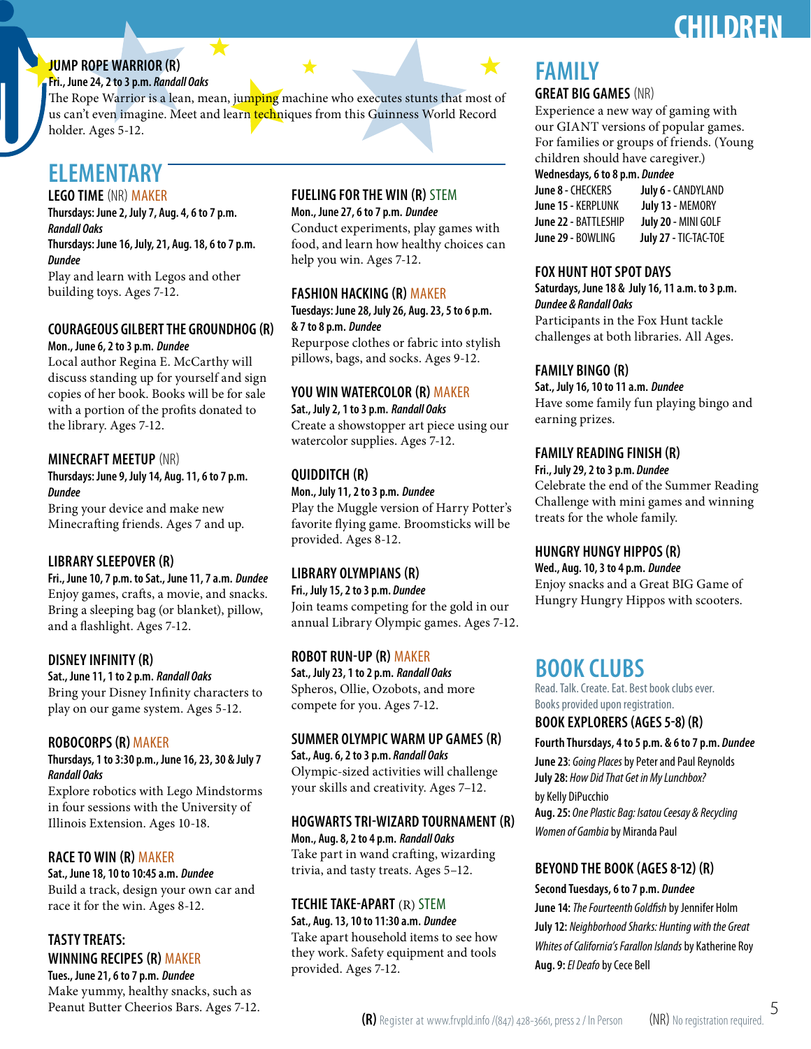# CHILDREN

### JUMP ROPE WARRIOR (R)

**Fri., June 24, 2 to 3 p.m. *Randall Oaks***

The Rope Warrior is a lean, mean, jumping machine who executes stunts that most of us can't even imagine. Meet and learn techniques from this Guinness World Record holder. Ages 5-12.

## ELEMENTARY

### LEGO TIME (NR) MAKER

**Thursdays: June 2, July 7, Aug. 4, 6 to 7 p.m. *Randall Oaks***

**Thursdays: June 16, July, 21, Aug. 18, 6 to 7 p.m. *Dundee***

Play and learn with Legos and other building toys. Ages 7-12.

### COURAGEOUS GILBERT THE GROUNDHOG (R)

**Mon., June 6, 2 to 3 p.m. *Dundee***

Local author Regina E. McCarthy will discuss standing up for yourself and sign copies of her book. Books will be for sale with a portion of the profits donated to the library. Ages 7-12.

### MINECRAFT MEETUP (NR)

**Thursdays: June 9, July 14, Aug. 11, 6 to 7 p.m. *Dundee***

Bring your device and make new Minecrafting friends. Ages 7 and up.

### LIBRARY SLEEPOVER (R)

**Fri., June 10, 7 p.m. to Sat., June 11, 7 a.m. *Dundee***

Enjoy games, crafts, a movie, and snacks. Bring a sleeping bag (or blanket), pillow, and a flashlight. Ages 7-12.

### DISNEY INFINITY (R)

**Sat., June 11, 1 to 2 p.m. *Randall Oaks***

Bring your Disney Infinity characters to play on our game system. Ages 5-12.

### ROBOCORPS (R) MAKER

**Thursdays, 1 to 3:30 p.m., June 16, 23, 30 & July 7 *Randall Oaks***

Explore robotics with Lego Mindstorms in four sessions with the University of Illinois Extension. Ages 10-18.

### RACE TO WIN (R) MAKER

**Sat., June 18, 10 to 10:45 a.m. *Dundee***

Build a track, design your own car and race it for the win. Ages 8-12.

### TASTY TREATS: WINNING RECIPES (R) MAKER

**Tues., June 21, 6 to 7 p.m. *Dundee***

Make yummy, healthy snacks, such as Peanut Butter Cheerios Bars. Ages 7-12.

### FUELING FOR THE WIN (R) STEM

**Mon., June 27, 6 to 7 p.m. *Dundee***

Conduct experiments, play games with food, and learn how healthy choices can help you win. Ages 7-12.

### FASHION HACKING (R) MAKER

**Tuesdays: June 28, July 26, Aug. 23, 5 to 6 p.m. & 7 to 8 p.m. *Dundee***

Repurpose clothes or fabric into stylish pillows, bags, and socks. Ages 9-12.

### YOU WIN WATERCOLOR (R) MAKER

**Sat., July 2, 1 to 3 p.m. *Randall Oaks***

Create a showstopper art piece using our watercolor supplies. Ages 7-12.

### QUIDDITCH (R)

**Mon., July 11, 2 to 3 p.m. *Dundee***

Play the Muggle version of Harry Potter's favorite flying game. Broomsticks will be provided. Ages 8-12.

### LIBRARY OLYMPIANS (R)

**Fri., July 15, 2 to 3 p.m. *Dundee***

Join teams competing for the gold in our annual Library Olympic games. Ages 7-12.

### ROBOT RUN-UP (R) MAKER

**Sat., July 23, 1 to 2 p.m. *Randall Oaks***

Spheros, Ollie, Ozobots, and more compete for you. Ages 7-12.

### SUMMER OLYMPIC WARM UP GAMES (R)

**Sat., Aug. 6, 2 to 3 p.m. *Randall Oaks***

Olympic-sized activities will challenge your skills and creativity. Ages 7–12.

### HOGWARTS TRI-WIZARD TOURNAMENT (R)

**Mon., Aug. 8, 2 to 4 p.m. *Randall Oaks***

Take part in wand crafting, wizarding trivia, and tasty treats. Ages 5–12.

### TECHIE TAKE-APART (R) STEM

**Sat., Aug. 13, 10 to 11:30 a.m. *Dundee***

Take apart household items to see how they work. Safety equipment and tools provided. Ages 7-12.

## FAMILY

### GREAT BIG GAMES (NR)

Experience a new way of gaming with our GIANT versions of popular games. For families or groups of friends. (Young children should have caregiver.)

**Wednesdays, 6 to 8 p.m. *Dundee***

| | |
|---|---|
| June 8 - CHECKERS | July 6 - CANDYLAND |
| June 15 - KERPLUNK | July 13 - MEMORY |
| June 22 - BATTLESHIP | July 20 - MINI GOLF |
| June 29 - BOWLING | July 27 - TIC-TAC-TOE |

### FOX HUNT HOT SPOT DAYS

**Saturdays, June 18 & July 16, 11 a.m. to 3 p.m. *Dundee & Randall Oaks***

Participants in the Fox Hunt tackle challenges at both libraries. All Ages.

### FAMILY BINGO (R)

**Sat., July 16, 10 to 11 a.m. *Dundee***

Have some family fun playing bingo and earning prizes.

### FAMILY READING FINISH (R)

**Fri., July 29, 2 to 3 p.m. *Dundee***

Celebrate the end of the Summer Reading Challenge with mini games and winning treats for the whole family.

### HUNGRY HUNGRY HIPPOS (R)

**Wed., Aug. 10, 3 to 4 p.m. *Dundee***

Enjoy snacks and a Great BIG Game of Hungry Hungry Hippos with scooters.

## BOOK CLUBS

Read. Talk. Create. Eat. Best book clubs ever. Books provided upon registration.

### BOOK EXPLORERS (AGES 5-8) (R)

**Fourth Thursdays, 4 to 5 p.m. & 6 to 7 p.m. *Dundee***

**June 23**: *Going Places* by Peter and Paul Reynolds

**July 28:** *How Did That Get in My Lunchbox?* by Kelly DiPucchio

**Aug. 25:** *One Plastic Bag: Isatou Ceesay & Recycling Women of Gambia* by Miranda Paul

### BEYOND THE BOOK (AGES 8-12) (R)

**Second Tuesdays, 6 to 7 p.m. *Dundee***

**June 14:** *The Fourteenth Goldfish* by Jennifer Holm

**July 12:** *Neighborhood Sharks: Hunting with the Great Whites of California's Farallon Islands* by Katherine Roy

**Aug. 9:** *El Deafo* by Cece Bell

**(R)** Register at www.frvpld.info /(847) 428-3661, press 2 / In Person (NR) No registration required.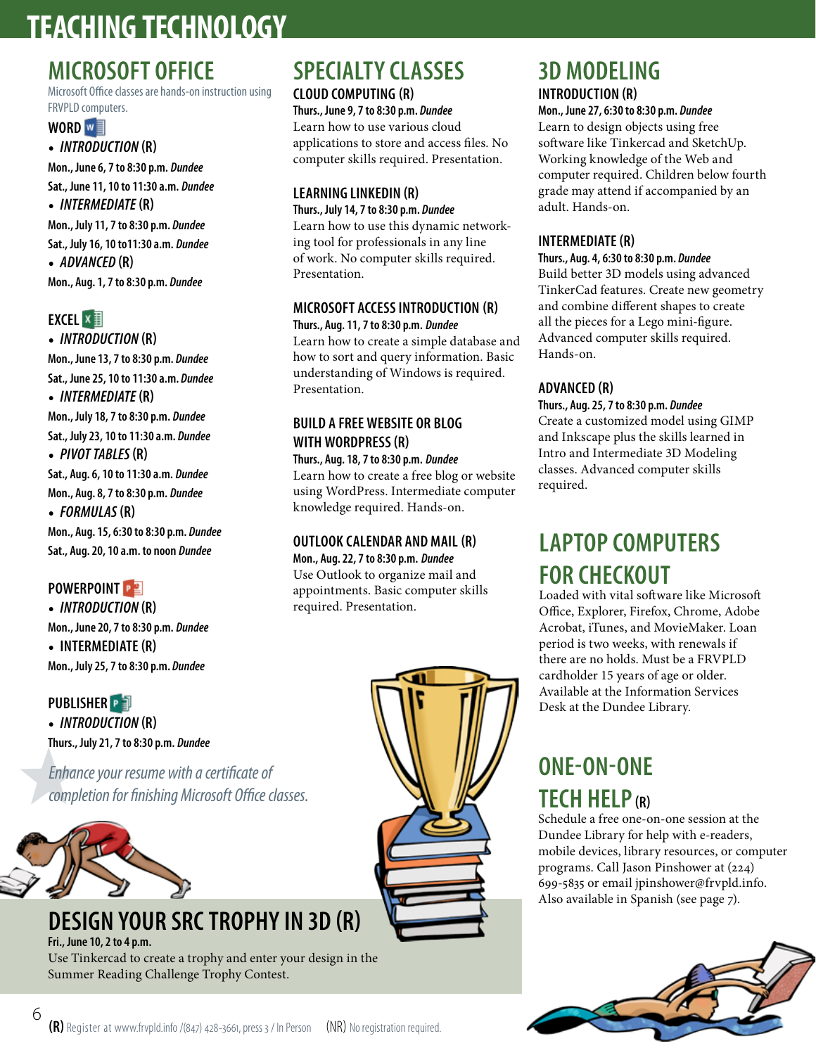# TEACHING TECHNOLOGY

## MICROSOFT OFFICE

Microsoft Office classes are hands-on instruction using FRVPLD computers.

### WORD

- ***INTRODUCTION* (R)**

**Mon., June 6, 7 to 8:30 p.m. *Dundee***
**Sat., June 11, 10 to 11:30 a.m. *Dundee***

- ***INTERMEDIATE* (R)**

**Mon., July 11, 7 to 8:30 p.m. *Dundee***
**Sat., July 16, 10 to11:30 a.m. *Dundee***

- ***ADVANCED* (R)**

**Mon., Aug. 1, 7 to 8:30 p.m. *Dundee***

### EXCEL

- ***INTRODUCTION* (R)**

**Mon., June 13, 7 to 8:30 p.m. *Dundee***
**Sat., June 25, 10 to 11:30 a.m. *Dundee***

- ***INTERMEDIATE* (R)**

**Mon., July 18, 7 to 8:30 p.m. *Dundee***
**Sat., July 23, 10 to 11:30 a.m. *Dundee***

- ***PIVOT TABLES* (R)**

**Sat., Aug. 6, 10 to 11:30 a.m. *Dundee***
**Mon., Aug. 8, 7 to 8:30 p.m. *Dundee***

- ***FORMULAS* (R)**

**Mon., Aug. 15, 6:30 to 8:30 p.m. *Dundee***
**Sat., Aug. 20, 10 a.m. to noon *Dundee***

### POWERPOINT

- ***INTRODUCTION* (R)**

**Mon., June 20, 7 to 8:30 p.m. *Dundee***

- **INTERMEDIATE (R)**

**Mon., July 25, 7 to 8:30 p.m. *Dundee***

### PUBLISHER

- ***INTRODUCTION* (R)**

**Thurs., July 21, 7 to 8:30 p.m. *Dundee***

*Enhance your resume with a certificate of completion for finishing Microsoft Office classes.*

## SPECIALTY CLASSES

### CLOUD COMPUTING (R)

**Thurs., June 9, 7 to 8:30 p.m. *Dundee***
Learn how to use various cloud applications to store and access files. No computer skills required. Presentation.

### LEARNING LINKEDIN (R)

**Thurs., July 14, 7 to 8:30 p.m. *Dundee***
Learn how to use this dynamic networking tool for professionals in any line of work. No computer skills required. Presentation.

### MICROSOFT ACCESS INTRODUCTION (R)

**Thurs., Aug. 11, 7 to 8:30 p.m. *Dundee***
Learn how to create a simple database and how to sort and query information. Basic understanding of Windows is required. Presentation.

### BUILD A FREE WEBSITE OR BLOG WITH WORDPRESS (R)

**Thurs., Aug. 18, 7 to 8:30 p.m. *Dundee***
Learn how to create a free blog or website using WordPress. Intermediate computer knowledge required. Hands-on.

### OUTLOOK CALENDAR AND MAIL (R)

**Mon., Aug. 22, 7 to 8:30 p.m. *Dundee***
Use Outlook to organize mail and appointments. Basic computer skills required. Presentation.

## 3D MODELING

### INTRODUCTION (R)

**Mon., June 27, 6:30 to 8:30 p.m. *Dundee***
Learn to design objects using free software like Tinkercad and SketchUp. Working knowledge of the Web and computer required. Children below fourth grade may attend if accompanied by an adult. Hands-on.

### INTERMEDIATE (R)

**Thurs., Aug. 4, 6:30 to 8:30 p.m. *Dundee***
Build better 3D models using advanced TinkerCad features. Create new geometry and combine different shapes to create all the pieces for a Lego mini-figure. Advanced computer skills required. Hands-on.

### ADVANCED (R)

**Thurs., Aug. 25, 7 to 8:30 p.m. *Dundee***
Create a customized model using GIMP and Inkscape plus the skills learned in Intro and Intermediate 3D Modeling classes. Advanced computer skills required.

## LAPTOP COMPUTERS FOR CHECKOUT

Loaded with vital software like Microsoft Office, Explorer, Firefox, Chrome, Adobe Acrobat, iTunes, and MovieMaker. Loan period is two weeks, with renewals if there are no holds. Must be a FRVPLD cardholder 15 years of age or older. Available at the Information Services Desk at the Dundee Library.

## ONE-ON-ONE TECH HELP (R)

Schedule a free one-on-one session at the Dundee Library for help with e-readers, mobile devices, library resources, or computer programs. Call Jason Pinshower at (224) 699-5835 or email jpinshower@frvpld.info. Also available in Spanish (see page 7).

## DESIGN YOUR SRC TROPHY IN 3D (R)

**Fri., June 10, 2 to 4 p.m.**
Use Tinkercad to create a trophy and enter your design in the Summer Reading Challenge Trophy Contest.

**(R)** Register at www.frvpld.info /(847) 428-3661, press 3 / In Person (NR) No registration required.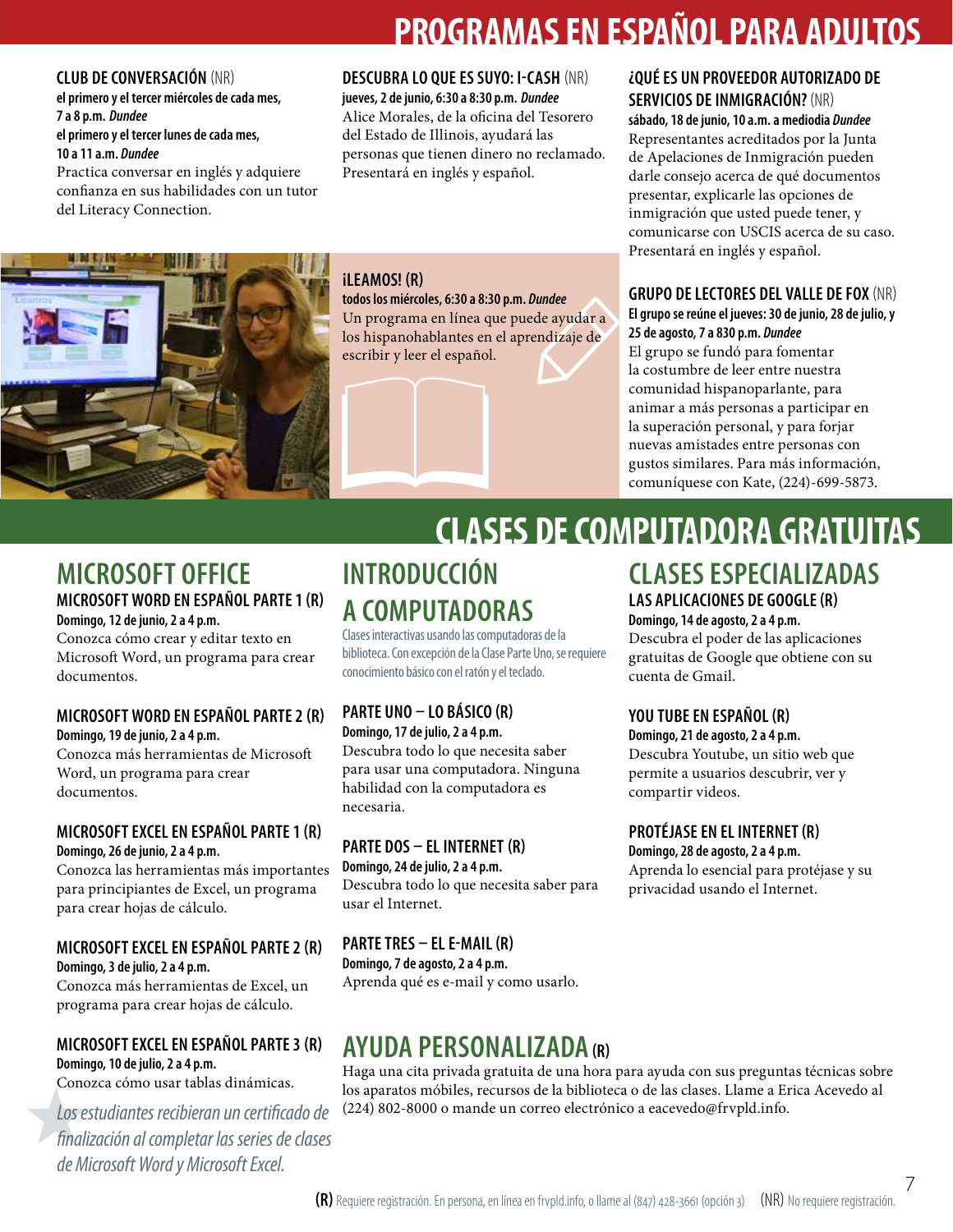# PROGRAMAS EN ESPAÑOL PARA ADULTOS

### CLUB DE CONVERSACIÓN (NR)

**el primero y el tercer miércoles de cada mes, 7 a 8 p.m.** ***Dundee***
**el primero y el tercer lunes de cada mes, 10 a 11 a.m.** ***Dundee***

Practica conversar en inglés y adquiere confianza en sus habilidades con un tutor del Literacy Connection.

### DESCUBRA LO QUE ES SUYO: I-CASH (NR)

**jueves, 2 de junio, 6:30 a 8:30 p.m.** ***Dundee***

Alice Morales, de la oficina del Tesorero del Estado de Illinois, ayudará las personas que tienen dinero no reclamado. Presentará en inglés y español.

### ¿QUÉ ES UN PROVEEDOR AUTORIZADO DE SERVICIOS DE INMIGRACIÓN? (NR)

**sábado, 18 de junio, 10 a.m. a mediodía** ***Dundee***

Representantes acreditados por la Junta de Apelaciones de Inmigración pueden darle consejo acerca de qué documentos presentar, explicarle las opciones de inmigración que usted puede tener, y comunicarse con USCIS acerca de su caso. Presentará en inglés y español.

### ¡LEAMOS! (R)

**todos los miércoles, 6:30 a 8:30 p.m.** ***Dundee***

Un programa en línea que puede ayudar a los hispanohablantes en el aprendizaje de escribir y leer el español.

### GRUPO DE LECTORES DEL VALLE DE FOX (NR)

**El grupo se reúne el jueves: 30 de junio, 28 de julio, y 25 de agosto, 7 a 830 p.m.** ***Dundee***

El grupo se fundó para fomentar la costumbre de leer entre nuestra comunidad hispanoparlante, para animar a más personas a participar en la superación personal, y para forjar nuevas amistades entre personas con gustos similares. Para más información, comuníquese con Kate, (224)-699-5873.

# CLASES DE COMPUTADORA GRATUITAS

## MICROSOFT OFFICE

### MICROSOFT WORD EN ESPAÑOL PARTE 1 (R)

**Domingo, 12 de junio, 2 a 4 p.m.**

Conozca cómo crear y editar texto en Microsoft Word, un programa para crear documentos.

### MICROSOFT WORD EN ESPAÑOL PARTE 2 (R)

**Domingo, 19 de junio, 2 a 4 p.m.**

Conozca más herramientas de Microsoft Word, un programa para crear documentos.

### MICROSOFT EXCEL EN ESPAÑOL PARTE 1 (R)

**Domingo, 26 de junio, 2 a 4 p.m.**

Conozca las herramientas más importantes para principiantes de Excel, un programa para crear hojas de cálculo.

### MICROSOFT EXCEL EN ESPAÑOL PARTE 2 (R)

**Domingo, 3 de julio, 2 a 4 p.m.**

Conozca más herramientas de Excel, un programa para crear hojas de cálculo.

### MICROSOFT EXCEL EN ESPAÑOL PARTE 3 (R)

**Domingo, 10 de julio, 2 a 4 p.m.**

Conozca cómo usar tablas dinámicas.

*Los estudiantes recibieran un certificado de finalización al completar las series de clases de Microsoft Word y Microsoft Excel.*

## INTRODUCCIÓN A COMPUTADORAS

Clases interactivas usando las computadoras de la biblioteca. Con excepción de la Clase Parte Uno, se requiere conocimiento básico con el ratón y el teclado.

### PARTE UNO – LO BÁSICO (R)

**Domingo, 17 de julio, 2 a 4 p.m.**

Descubra todo lo que necesita saber para usar una computadora. Ninguna habilidad con la computadora es necesaria.

### PARTE DOS – EL INTERNET (R)

**Domingo, 24 de julio, 2 a 4 p.m.**

Descubra todo lo que necesita saber para usar el Internet.

### PARTE TRES – EL E-MAIL (R)

**Domingo, 7 de agosto, 2 a 4 p.m.**

Aprenda qué es e-mail y como usarlo.

## CLASES ESPECIALIZADAS

### LAS APLICACIONES DE GOOGLE (R)

**Domingo, 14 de agosto, 2 a 4 p.m.**

Descubra el poder de las aplicaciones gratuitas de Google que obtiene con su cuenta de Gmail.

### YOU TUBE EN ESPAÑOL (R)

**Domingo, 21 de agosto, 2 a 4 p.m.**

Descubra Youtube, un sitio web que permite a usuarios descubrir, ver y compartir videos.

### PROTÉJASE EN EL INTERNET (R)

**Domingo, 28 de agosto, 2 a 4 p.m.**

Aprenda lo esencial para protéjase y su privacidad usando el Internet.

## AYUDA PERSONALIZADA (R)

Haga una cita privada gratuita de una hora para ayuda con sus preguntas técnicas sobre los aparatos móbiles, recursos de la biblioteca o de las clases. Llame a Erica Acevedo al (224) 802-8000 o mande un correo electrónico a eacevedo@frvpld.info.

**(R)** Requiere registración. En persona, en línea en frvpld.info, o llame al (847) 428-3661 (opción 3) **(NR)** No requiere registración.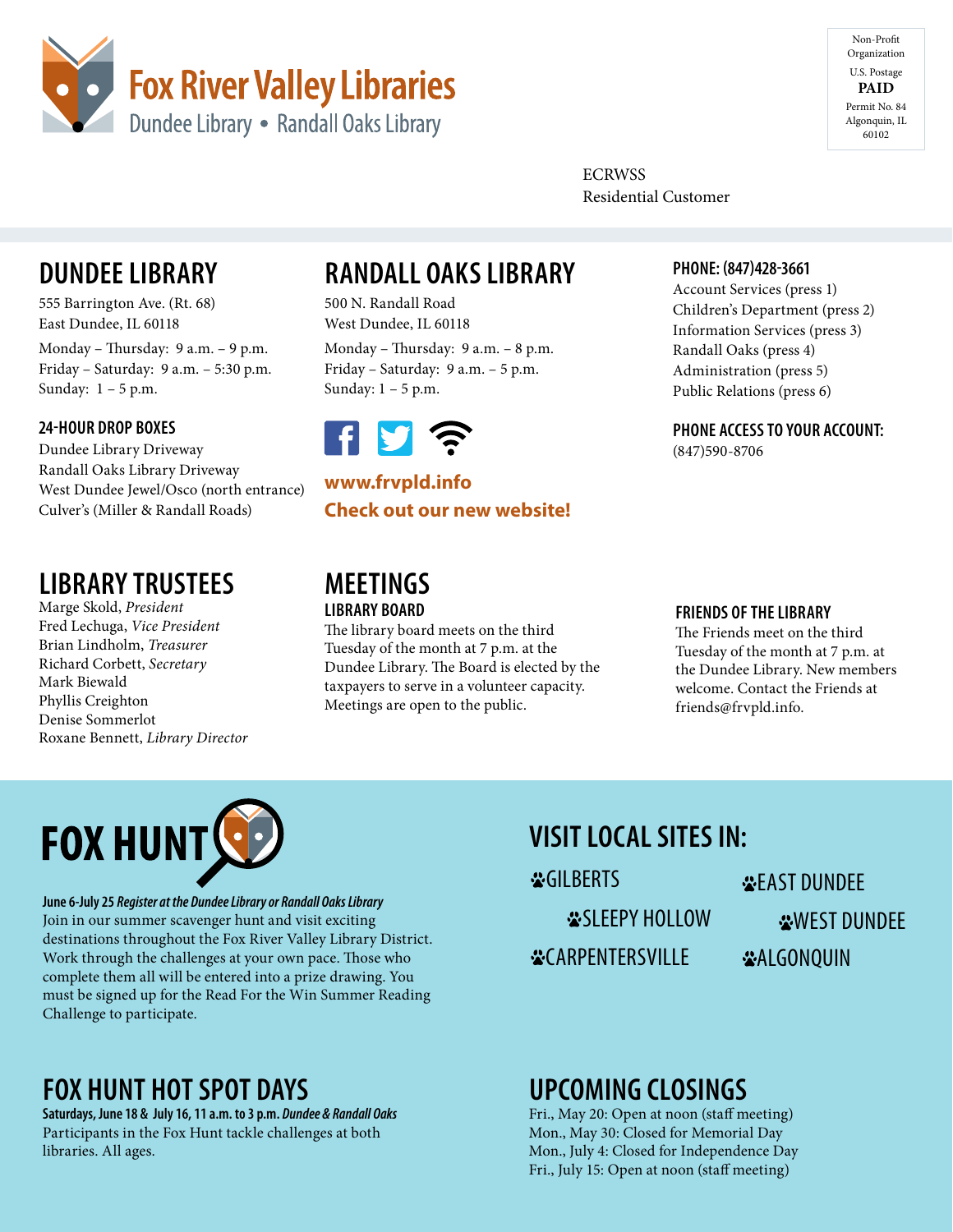# Fox River Valley Libraries

Dundee Library • Randall Oaks Library

Non-Profit Organization
U.S. Postage
**PAID**
Permit No. 84
Algonquin, IL
60102

ECRWSS
Residential Customer

## DUNDEE LIBRARY

555 Barrington Ave. (Rt. 68)
East Dundee, IL 60118

Monday – Thursday: 9 a.m. – 9 p.m.
Friday – Saturday: 9 a.m. – 5:30 p.m.
Sunday: 1 – 5 p.m.

### 24-HOUR DROP BOXES

Dundee Library Driveway
Randall Oaks Library Driveway
West Dundee Jewel/Osco (north entrance)
Culver's (Miller & Randall Roads)

## RANDALL OAKS LIBRARY

500 N. Randall Road
West Dundee, IL 60118

Monday – Thursday: 9 a.m. – 8 p.m.
Friday – Saturday: 9 a.m. – 5 p.m.
Sunday: 1 – 5 p.m.

**www.frvpld.info**
**Check out our new website!**

### PHONE: (847)428-3661

Account Services (press 1)
Children's Department (press 2)
Information Services (press 3)
Randall Oaks (press 4)
Administration (press 5)
Public Relations (press 6)

### PHONE ACCESS TO YOUR ACCOUNT:

(847)590-8706

## LIBRARY TRUSTEES

Marge Skold, *President*
Fred Lechuga, *Vice President*
Brian Lindholm, *Treasurer*
Richard Corbett, *Secretary*
Mark Biewald
Phyllis Creighton
Denise Sommerlot
Roxane Bennett, *Library Director*

## MEETINGS

### LIBRARY BOARD

The library board meets on the third Tuesday of the month at 7 p.m. at the Dundee Library. The Board is elected by the taxpayers to serve in a volunteer capacity. Meetings are open to the public.

### FRIENDS OF THE LIBRARY

The Friends meet on the third Tuesday of the month at 7 p.m. at the Dundee Library. New members welcome. Contact the Friends at friends@frvpld.info.

## FOX HUNT

**June 6-July 25** ***Register at the Dundee Library or Randall Oaks Library***
Join in our summer scavenger hunt and visit exciting destinations throughout the Fox River Valley Library District. Work through the challenges at your own pace. Those who complete them all will be entered into a prize drawing. You must be signed up for the Read For the Win Summer Reading Challenge to participate.

## VISIT LOCAL SITES IN:

- GILBERTS
- EAST DUNDEE
- SLEEPY HOLLOW
- WEST DUNDEE
- CARPENTERSVILLE
- ALGONQUIN

## FOX HUNT HOT SPOT DAYS

**Saturdays, June 18 & July 16, 11 a.m. to 3 p.m.** ***Dundee & Randall Oaks***
Participants in the Fox Hunt tackle challenges at both libraries. All ages.

## UPCOMING CLOSINGS

Fri., May 20: Open at noon (staff meeting)
Mon., May 30: Closed for Memorial Day
Mon., July 4: Closed for Independence Day
Fri., July 15: Open at noon (staff meeting)